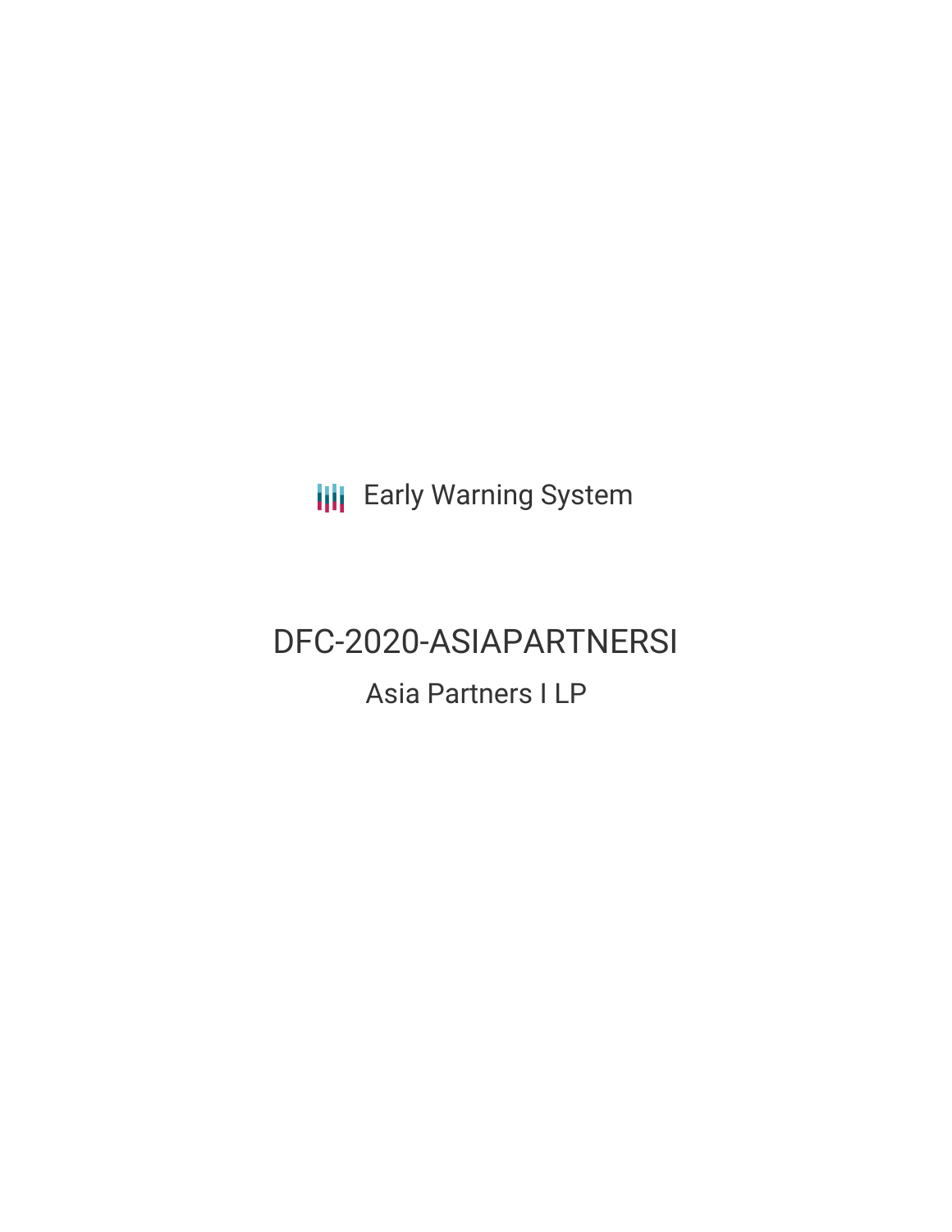Early Warning System

# DFC-2020-ASIAPARTNERSI

## Asia Partners I LP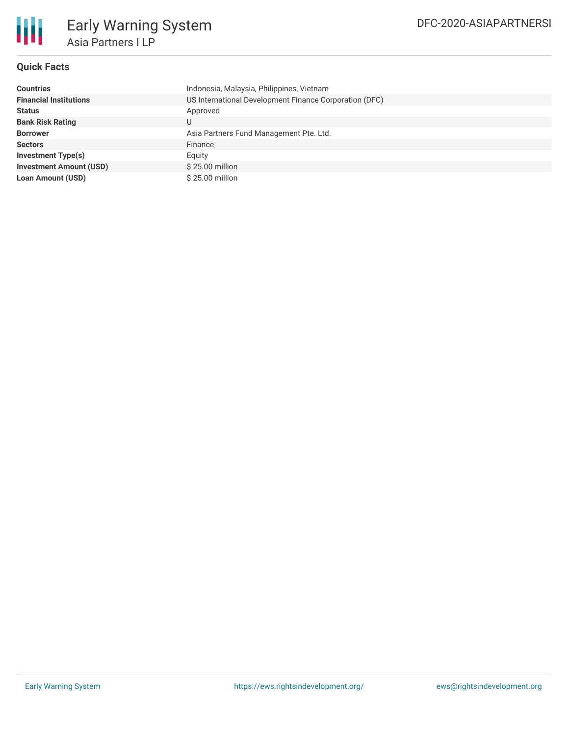# Early Warning System

## Asia Partners I LP

DFC-2020-ASIAPARTNERSI

### Quick Facts

| | |
|---|---|
| **Countries** | Indonesia, Malaysia, Philippines, Vietnam |
| **Financial Institutions** | US International Development Finance Corporation (DFC) |
| **Status** | Approved |
| **Bank Risk Rating** | U |
| **Borrower** | Asia Partners Fund Management Pte. Ltd. |
| **Sectors** | Finance |
| **Investment Type(s)** | Equity |
| **Investment Amount (USD)** | $ 25.00 million |
| **Loan Amount (USD)** | $ 25.00 million |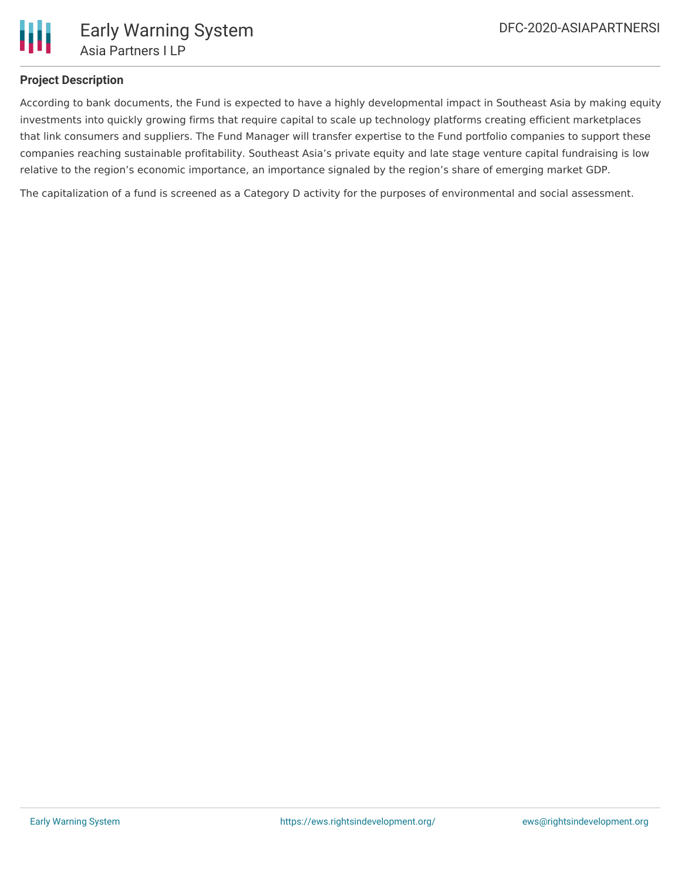### Project Description

According to bank documents, the Fund is expected to have a highly developmental impact in Southeast Asia by making equity investments into quickly growing firms that require capital to scale up technology platforms creating efficient marketplaces that link consumers and suppliers. The Fund Manager will transfer expertise to the Fund portfolio companies to support these companies reaching sustainable profitability. Southeast Asia's private equity and late stage venture capital fundraising is low relative to the region's economic importance, an importance signaled by the region's share of emerging market GDP.

The capitalization of a fund is screened as a Category D activity for the purposes of environmental and social assessment.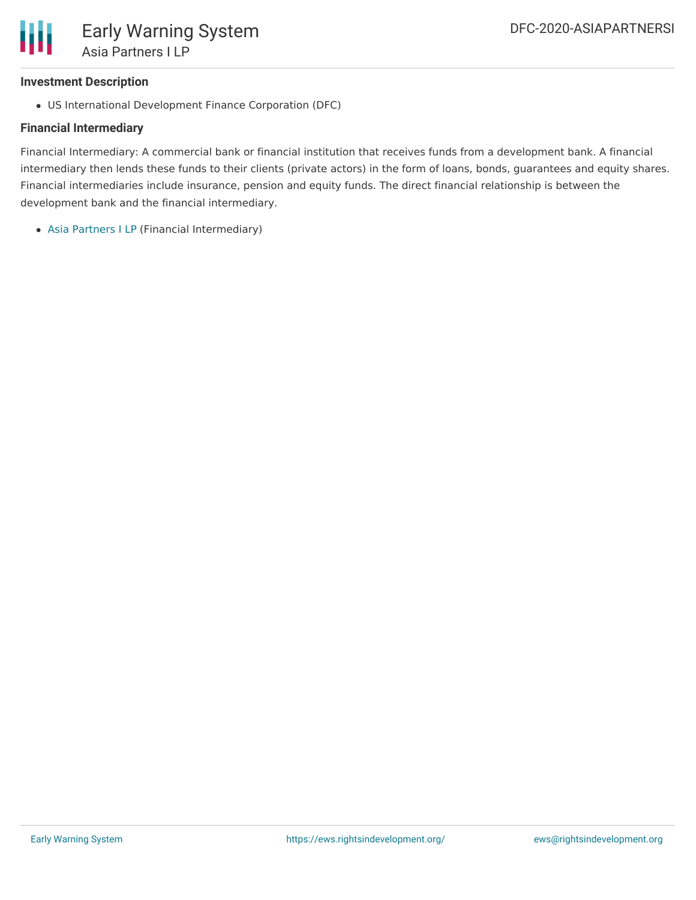### Investment Description

- US International Development Finance Corporation (DFC)

### Financial Intermediary

Financial Intermediary: A commercial bank or financial institution that receives funds from a development bank. A financial intermediary then lends these funds to their clients (private actors) in the form of loans, bonds, guarantees and equity shares. Financial intermediaries include insurance, pension and equity funds. The direct financial relationship is between the development bank and the financial intermediary.

- Asia Partners I LP (Financial Intermediary)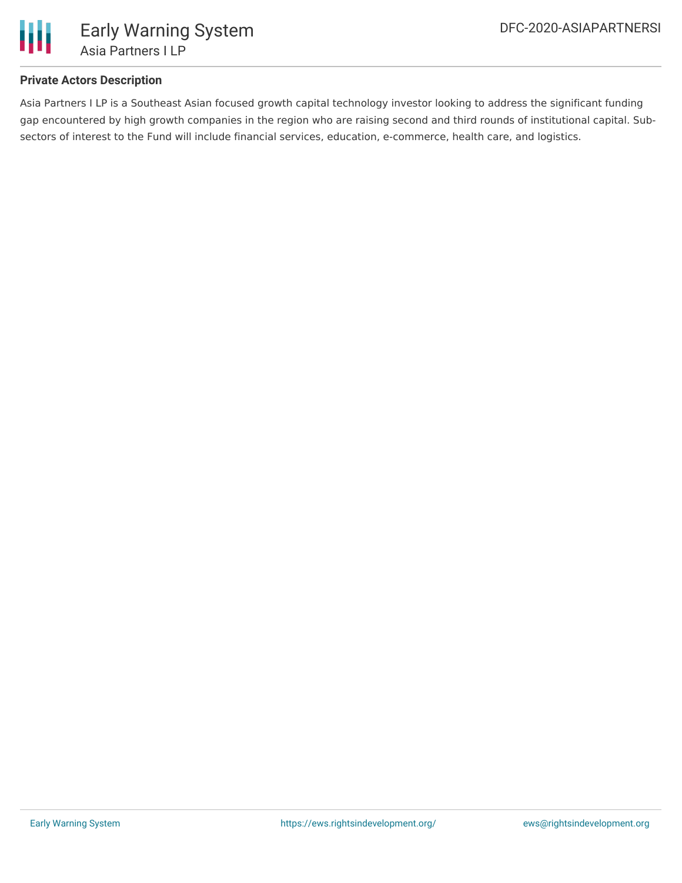**Private Actors Description**

Asia Partners I LP is a Southeast Asian focused growth capital technology investor looking to address the significant funding gap encountered by high growth companies in the region who are raising second and third rounds of institutional capital. Sub-sectors of interest to the Fund will include financial services, education, e-commerce, health care, and logistics.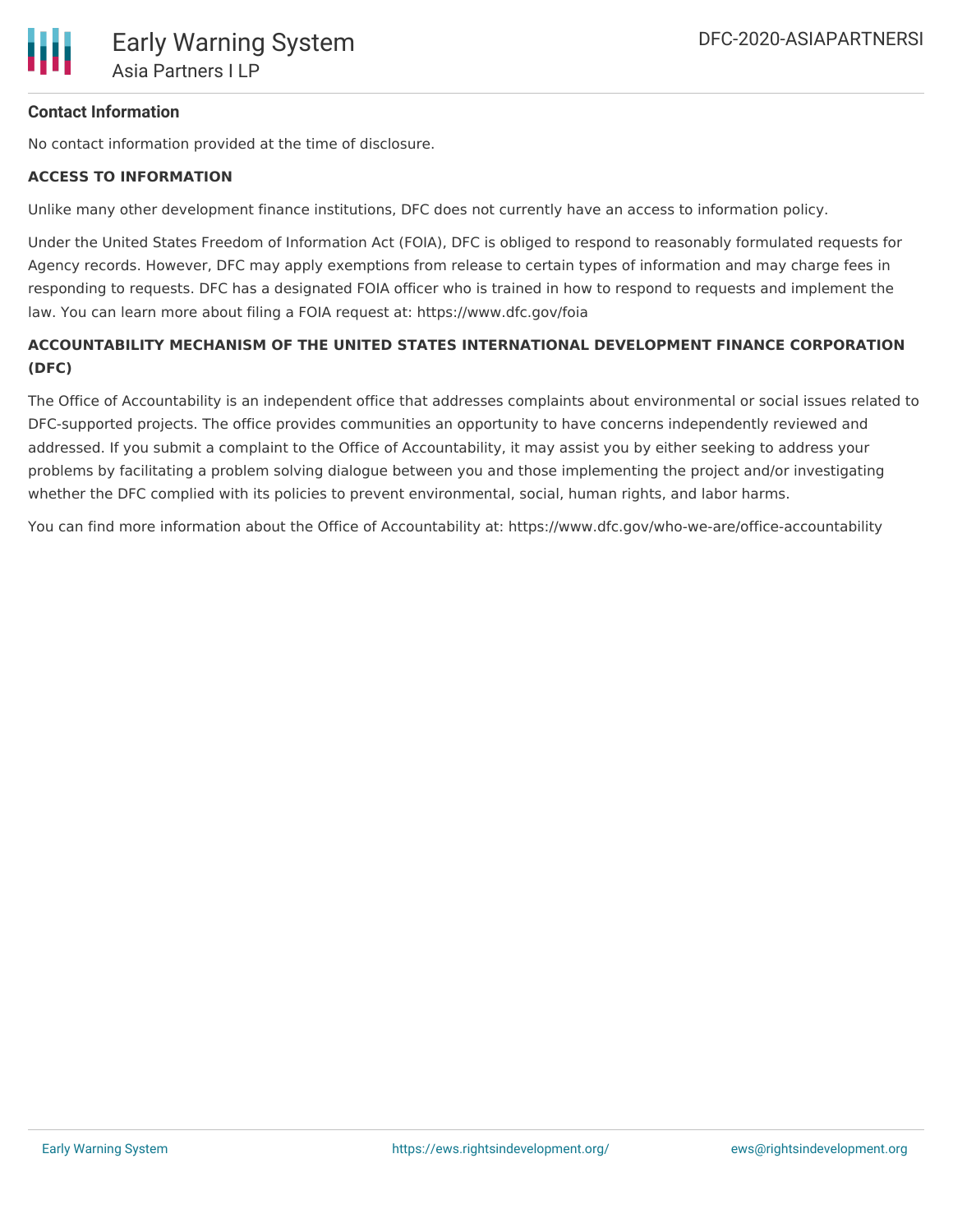**Contact Information**

No contact information provided at the time of disclosure.

**ACCESS TO INFORMATION**

Unlike many other development finance institutions, DFC does not currently have an access to information policy.

Under the United States Freedom of Information Act (FOIA), DFC is obliged to respond to reasonably formulated requests for Agency records. However, DFC may apply exemptions from release to certain types of information and may charge fees in responding to requests. DFC has a designated FOIA officer who is trained in how to respond to requests and implement the law. You can learn more about filing a FOIA request at: https://www.dfc.gov/foia

**ACCOUNTABILITY MECHANISM OF THE UNITED STATES INTERNATIONAL DEVELOPMENT FINANCE CORPORATION (DFC)**

The Office of Accountability is an independent office that addresses complaints about environmental or social issues related to DFC-supported projects. The office provides communities an opportunity to have concerns independently reviewed and addressed. If you submit a complaint to the Office of Accountability, it may assist you by either seeking to address your problems by facilitating a problem solving dialogue between you and those implementing the project and/or investigating whether the DFC complied with its policies to prevent environmental, social, human rights, and labor harms.

You can find more information about the Office of Accountability at: https://www.dfc.gov/who-we-are/office-accountability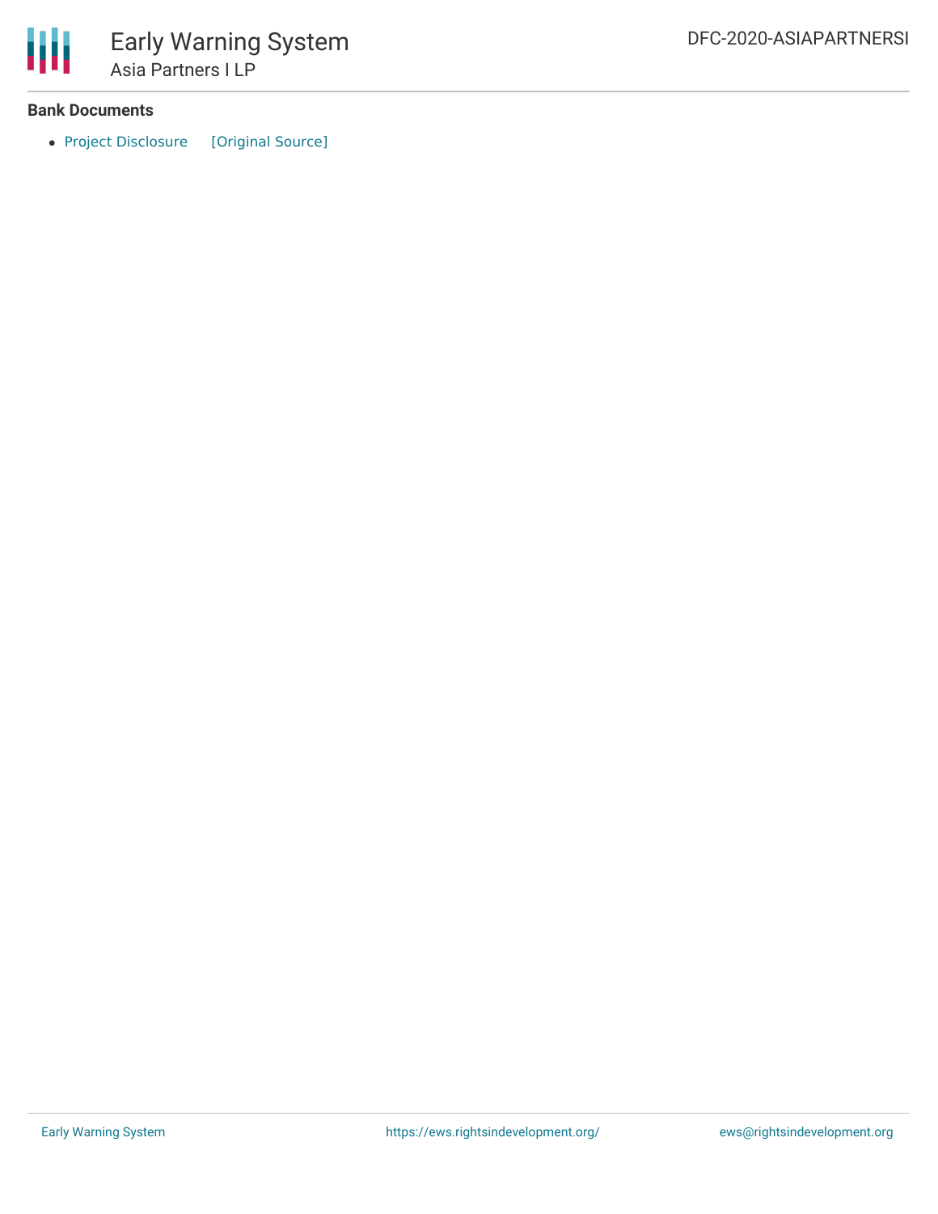**Bank Documents**

- Project Disclosure [Original Source]